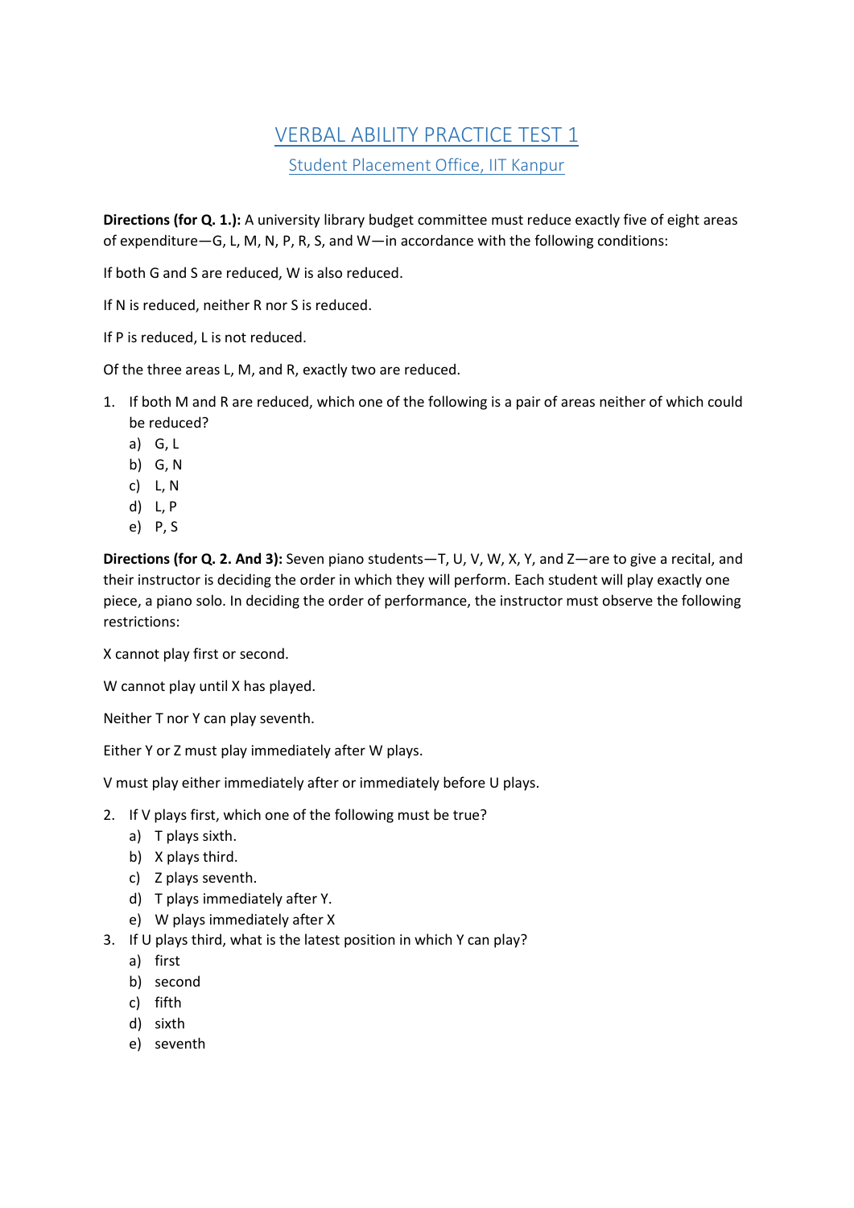# VERBAL ABILITY PRACTICE TEST 1

## Student Placement Office, IIT Kanpur

**Directions (for Q. 1.):** A university library budget committee must reduce exactly five of eight areas of expenditure—G, L, M, N, P, R, S, and W—in accordance with the following conditions:

If both G and S are reduced, W is also reduced.

If N is reduced, neither R nor S is reduced.

If P is reduced, L is not reduced.

Of the three areas L, M, and R, exactly two are reduced.

1. If both M and R are reduced, which one of the following is a pair of areas neither of which could be reduced?
   a) G, L
   b) G, N
   c) L, N
   d) L, P
   e) P, S

**Directions (for Q. 2. And 3):** Seven piano students—T, U, V, W, X, Y, and Z—are to give a recital, and their instructor is deciding the order in which they will perform. Each student will play exactly one piece, a piano solo. In deciding the order of performance, the instructor must observe the following restrictions:

X cannot play first or second.

W cannot play until X has played.

Neither T nor Y can play seventh.

Either Y or Z must play immediately after W plays.

V must play either immediately after or immediately before U plays.

2. If V plays first, which one of the following must be true?
   a) T plays sixth.
   b) X plays third.
   c) Z plays seventh.
   d) T plays immediately after Y.
   e) W plays immediately after X
3. If U plays third, what is the latest position in which Y can play?
   a) first
   b) second
   c) fifth
   d) sixth
   e) seventh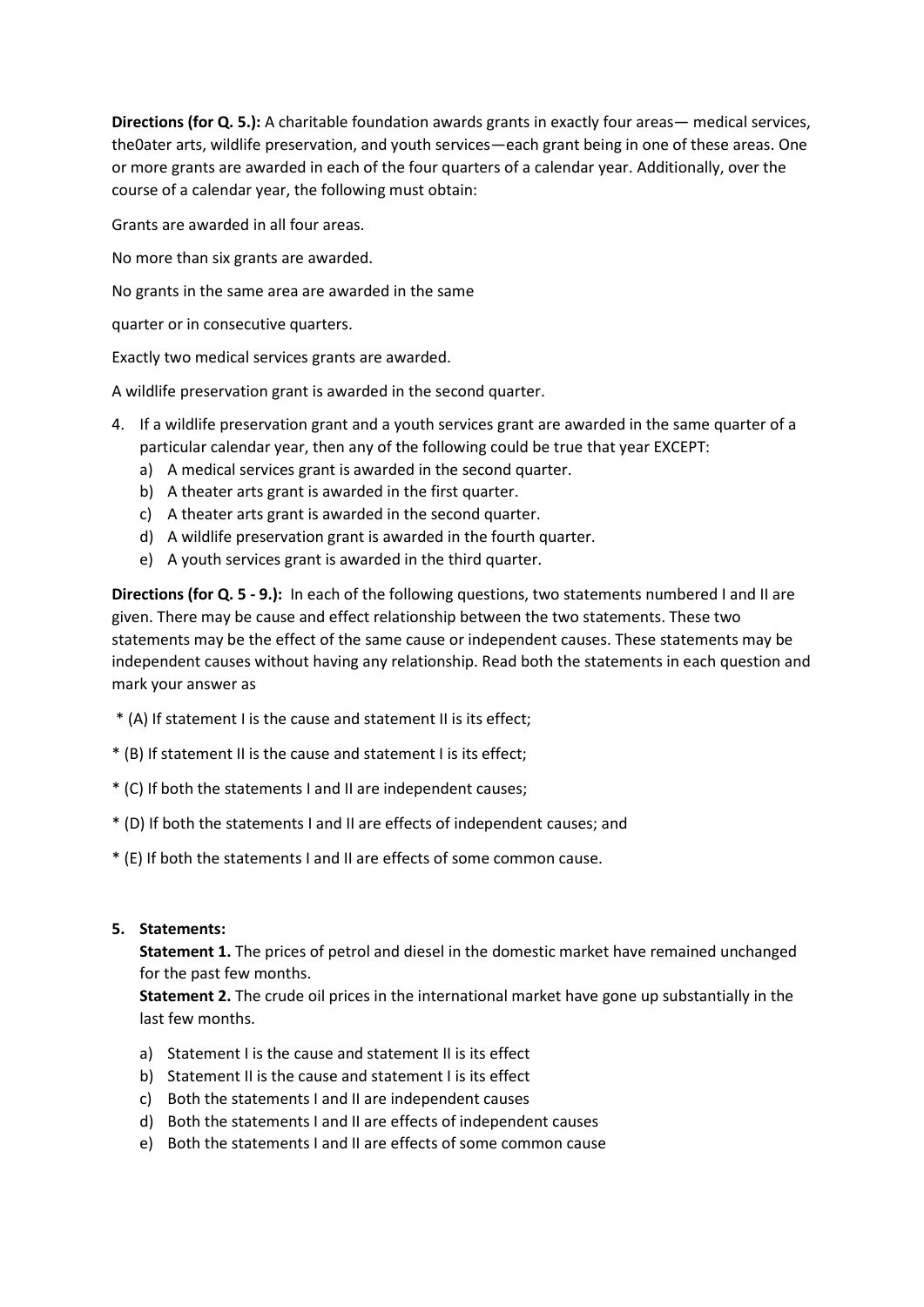**Directions (for Q. 5.):** A charitable foundation awards grants in exactly four areas— medical services, the0ater arts, wildlife preservation, and youth services—each grant being in one of these areas. One or more grants are awarded in each of the four quarters of a calendar year. Additionally, over the course of a calendar year, the following must obtain:

Grants are awarded in all four areas.

No more than six grants are awarded.

No grants in the same area are awarded in the same

quarter or in consecutive quarters.

Exactly two medical services grants are awarded.

A wildlife preservation grant is awarded in the second quarter.

4. If a wildlife preservation grant and a youth services grant are awarded in the same quarter of a particular calendar year, then any of the following could be true that year EXCEPT:
   a) A medical services grant is awarded in the second quarter.
   b) A theater arts grant is awarded in the first quarter.
   c) A theater arts grant is awarded in the second quarter.
   d) A wildlife preservation grant is awarded in the fourth quarter.
   e) A youth services grant is awarded in the third quarter.

**Directions (for Q. 5 - 9.):** In each of the following questions, two statements numbered I and II are given. There may be cause and effect relationship between the two statements. These two statements may be the effect of the same cause or independent causes. These statements may be independent causes without having any relationship. Read both the statements in each question and mark your answer as

* (A) If statement I is the cause and statement II is its effect;

* (B) If statement II is the cause and statement I is its effect;

* (C) If both the statements I and II are independent causes;

* (D) If both the statements I and II are effects of independent causes; and

* (E) If both the statements I and II are effects of some common cause.

5. **Statements:**

   **Statement 1.** The prices of petrol and diesel in the domestic market have remained unchanged for the past few months.

   **Statement 2.** The crude oil prices in the international market have gone up substantially in the last few months.

   a) Statement I is the cause and statement II is its effect
   b) Statement II is the cause and statement I is its effect
   c) Both the statements I and II are independent causes
   d) Both the statements I and II are effects of independent causes
   e) Both the statements I and II are effects of some common cause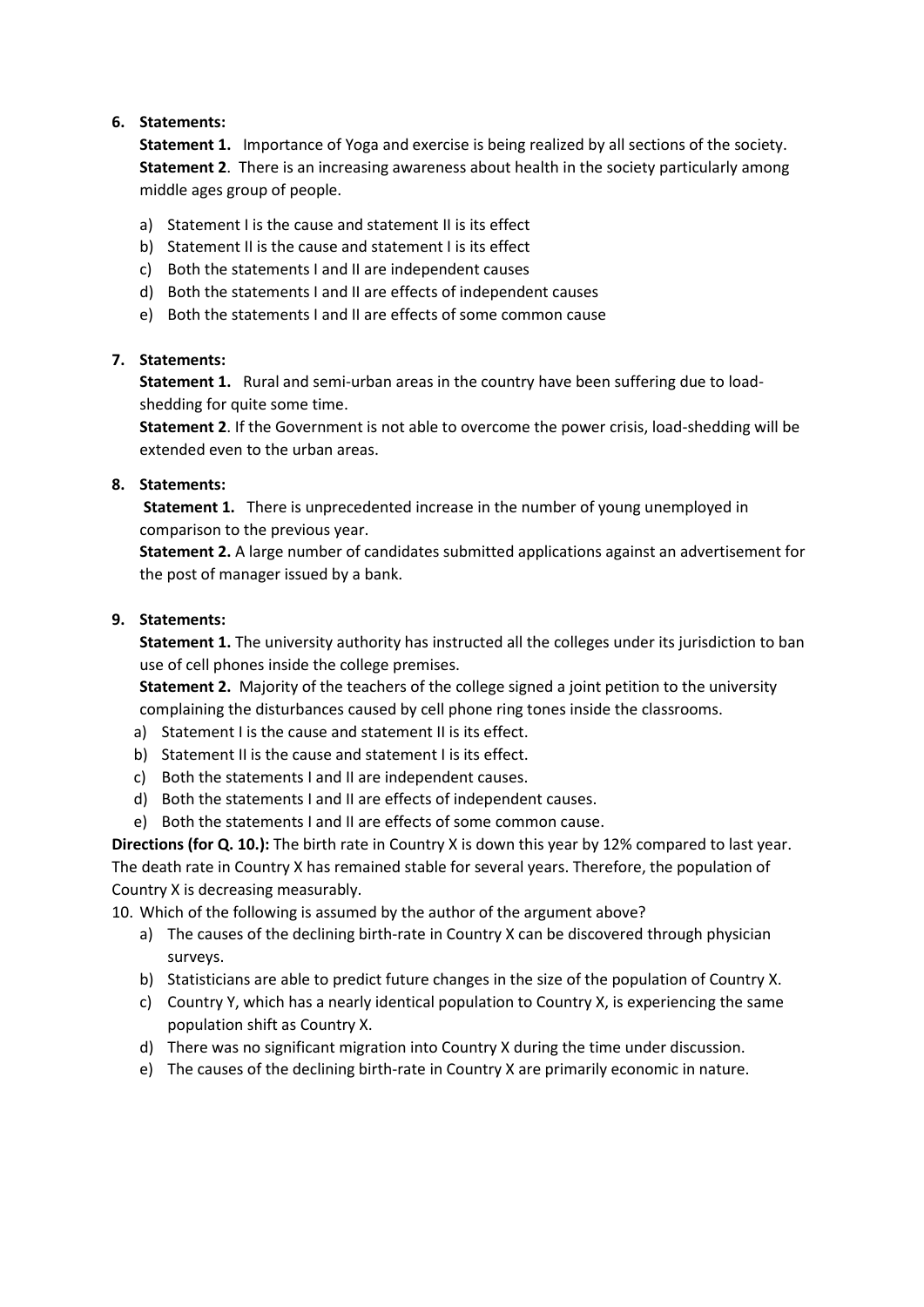6. **Statements:**

   **Statement 1.** Importance of Yoga and exercise is being realized by all sections of the society.
   **Statement 2**. There is an increasing awareness about health in the society particularly among middle ages group of people.

   a) Statement I is the cause and statement II is its effect
   b) Statement II is the cause and statement I is its effect
   c) Both the statements I and II are independent causes
   d) Both the statements I and II are effects of independent causes
   e) Both the statements I and II are effects of some common cause

7. **Statements:**

   **Statement 1.** Rural and semi-urban areas in the country have been suffering due to load-shedding for quite some time.
   **Statement 2**. If the Government is not able to overcome the power crisis, load-shedding will be extended even to the urban areas.

8. **Statements:**

   **Statement 1.** There is unprecedented increase in the number of young unemployed in comparison to the previous year.
   **Statement 2.** A large number of candidates submitted applications against an advertisement for the post of manager issued by a bank.

9. **Statements:**

   **Statement 1.** The university authority has instructed all the colleges under its jurisdiction to ban use of cell phones inside the college premises.
   **Statement 2.** Majority of the teachers of the college signed a joint petition to the university complaining the disturbances caused by cell phone ring tones inside the classrooms.

   a) Statement I is the cause and statement II is its effect.
   b) Statement II is the cause and statement I is its effect.
   c) Both the statements I and II are independent causes.
   d) Both the statements I and II are effects of independent causes.
   e) Both the statements I and II are effects of some common cause.

**Directions (for Q. 10.):** The birth rate in Country X is down this year by 12% compared to last year. The death rate in Country X has remained stable for several years. Therefore, the population of Country X is decreasing measurably.

10. Which of the following is assumed by the author of the argument above?

    a) The causes of the declining birth-rate in Country X can be discovered through physician surveys.
    b) Statisticians are able to predict future changes in the size of the population of Country X.
    c) Country Y, which has a nearly identical population to Country X, is experiencing the same population shift as Country X.
    d) There was no significant migration into Country X during the time under discussion.
    e) The causes of the declining birth-rate in Country X are primarily economic in nature.